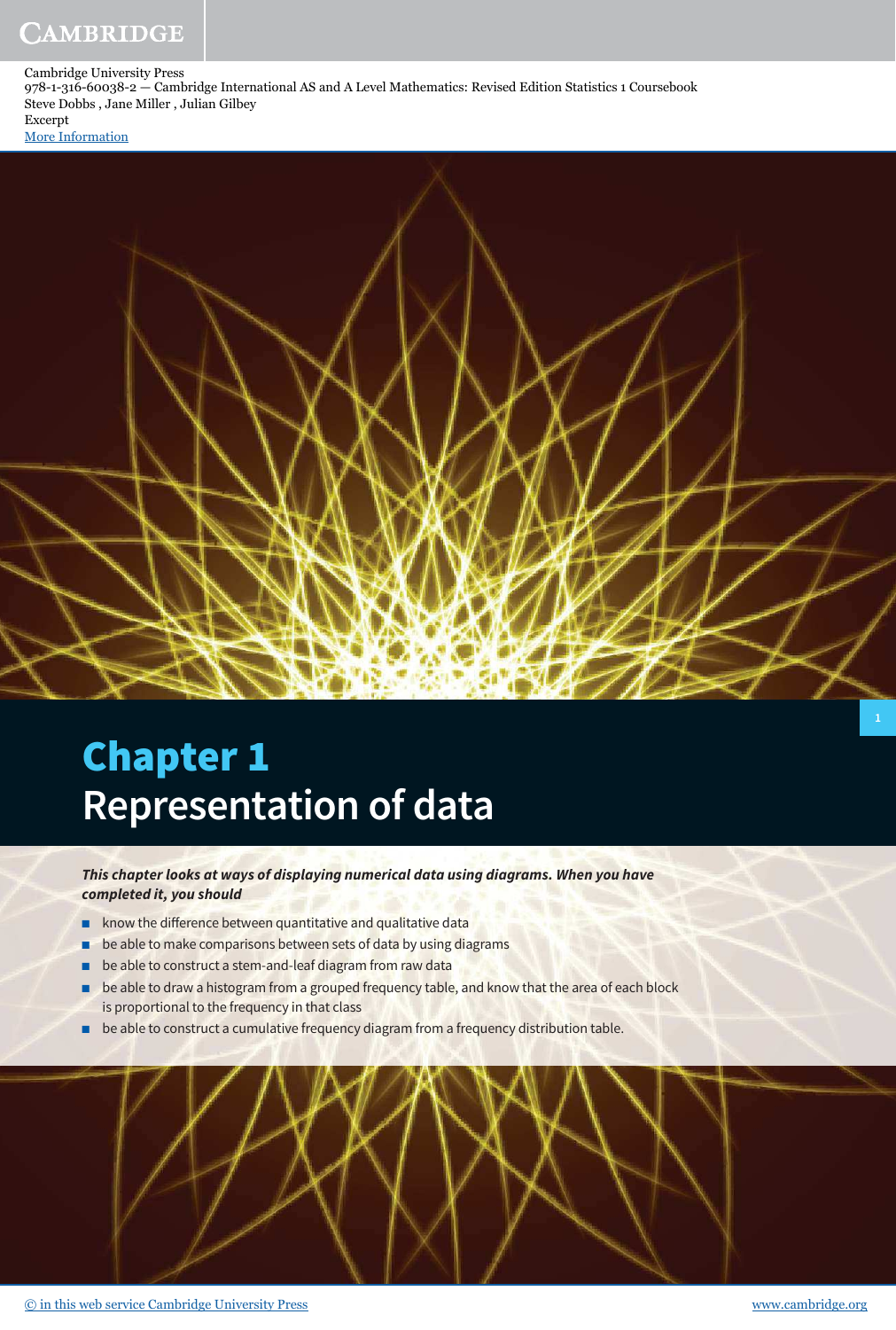Cambridge University Press
978-1-316-60038-2 — Cambridge International AS and A Level Mathematics: Revised Edition Statistics 1 Coursebook
Steve Dobbs , Jane Miller , Julian Gilbey
Excerpt
More Information

# Chapter 1
# Representation of data

***This chapter looks at ways of displaying numerical data using diagrams. When you have completed it, you should***

- know the difference between quantitative and qualitative data
- be able to make comparisons between sets of data by using diagrams
- be able to construct a stem-and-leaf diagram from raw data
- be able to draw a histogram from a grouped frequency table, and know that the area of each block is proportional to the frequency in that class
- be able to construct a cumulative frequency diagram from a frequency distribution table.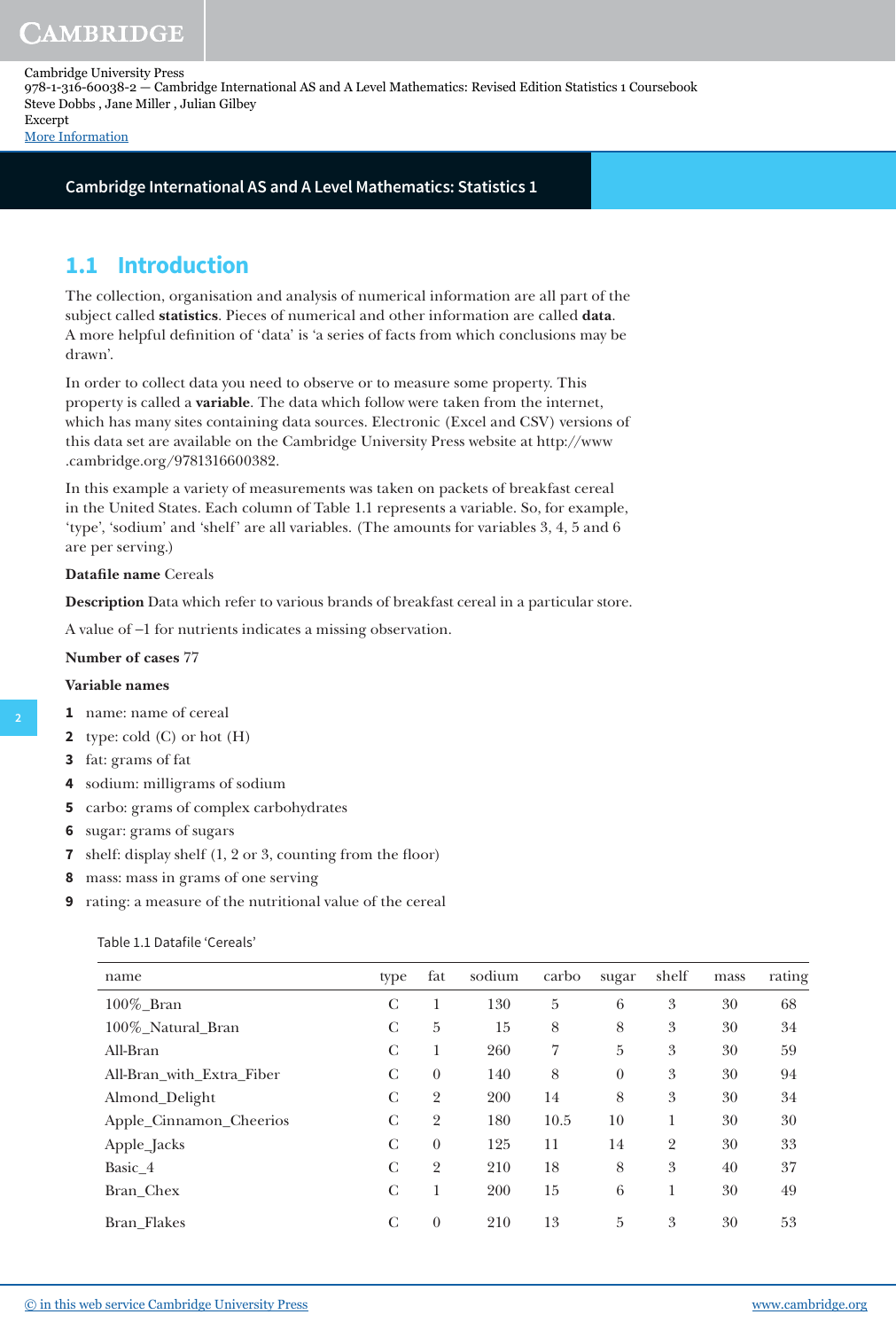## 1.1 Introduction

The collection, organisation and analysis of numerical information are all part of the subject called **statistics**. Pieces of numerical and other information are called **data**. A more helpful definition of 'data' is 'a series of facts from which conclusions may be drawn'.

In order to collect data you need to observe or to measure some property. This property is called a **variable**. The data which follow were taken from the internet, which has many sites containing data sources. Electronic (Excel and CSV) versions of this data set are available on the Cambridge University Press website at http://www.cambridge.org/9781316600382.

In this example a variety of measurements was taken on packets of breakfast cereal in the United States. Each column of Table 1.1 represents a variable. So, for example, 'type', 'sodium' and 'shelf' are all variables. (The amounts for variables 3, 4, 5 and 6 are per serving.)

**Datafile name** Cereals

**Description** Data which refer to various brands of breakfast cereal in a particular store.

A value of −1 for nutrients indicates a missing observation.

**Number of cases** 77

**Variable names**

1. name: name of cereal
2. type: cold (C) or hot (H)
3. fat: grams of fat
4. sodium: milligrams of sodium
5. carbo: grams of complex carbohydrates
6. sugar: grams of sugars
7. shelf: display shelf (1, 2 or 3, counting from the floor)
8. mass: mass in grams of one serving
9. rating: a measure of the nutritional value of the cereal

Table 1.1 Datafile 'Cereals'

| name | type | fat | sodium | carbo | sugar | shelf | mass | rating |
|---|---|---|---|---|---|---|---|---|
| 100%_Bran | C | 1 | 130 | 5 | 6 | 3 | 30 | 68 |
| 100%_Natural_Bran | C | 5 | 15 | 8 | 8 | 3 | 30 | 34 |
| All-Bran | C | 1 | 260 | 7 | 5 | 3 | 30 | 59 |
| All-Bran_with_Extra_Fiber | C | 0 | 140 | 8 | 0 | 3 | 30 | 94 |
| Almond_Delight | C | 2 | 200 | 14 | 8 | 3 | 30 | 34 |
| Apple_Cinnamon_Cheerios | C | 2 | 180 | 10.5 | 10 | 1 | 30 | 30 |
| Apple_Jacks | C | 0 | 125 | 11 | 14 | 2 | 30 | 33 |
| Basic_4 | C | 2 | 210 | 18 | 8 | 3 | 40 | 37 |
| Bran_Chex | C | 1 | 200 | 15 | 6 | 1 | 30 | 49 |
| Bran_Flakes | C | 0 | 210 | 13 | 5 | 3 | 30 | 53 |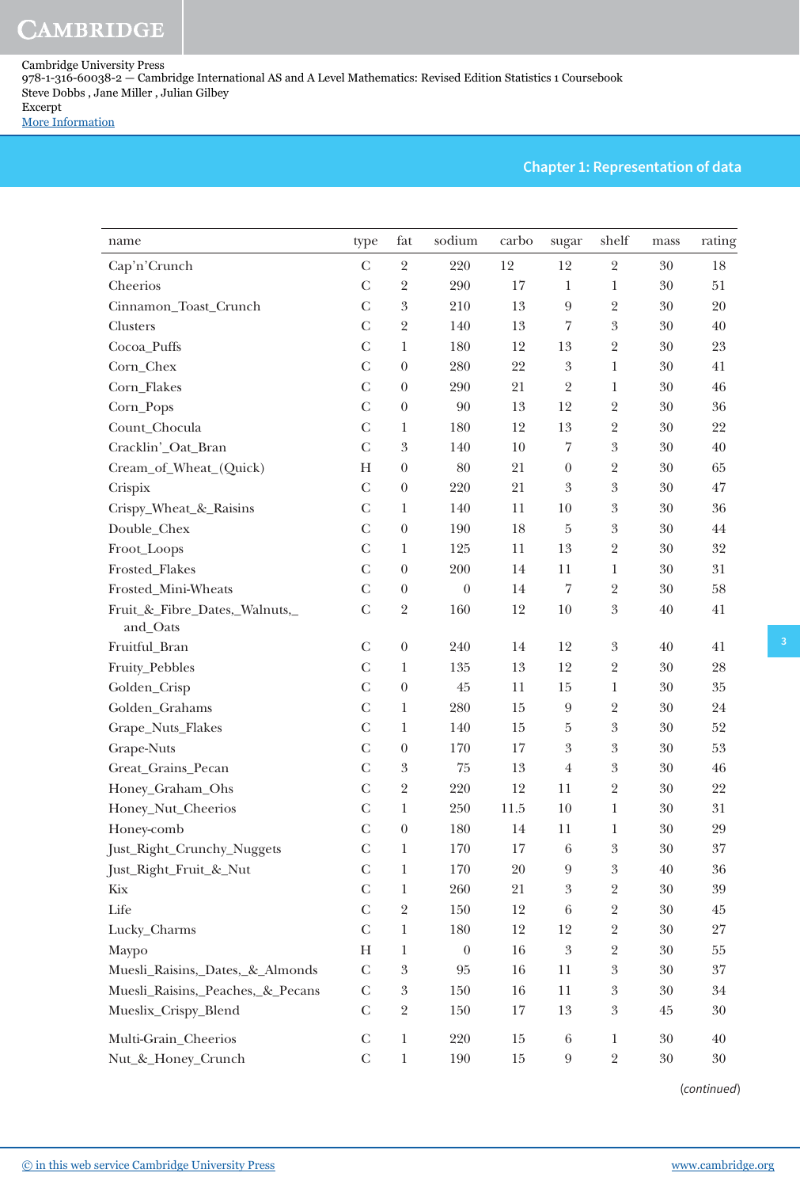| name | type | fat | sodium | carbo | sugar | shelf | mass | rating |
|---|---|---|---|---|---|---|---|---|
| Cap'n'Crunch | C | 2 | 220 | 12 | 12 | 2 | 30 | 18 |
| Cheerios | C | 2 | 290 | 17 | 1 | 1 | 30 | 51 |
| Cinnamon_Toast_Crunch | C | 3 | 210 | 13 | 9 | 2 | 30 | 20 |
| Clusters | C | 2 | 140 | 13 | 7 | 3 | 30 | 40 |
| Cocoa_Puffs | C | 1 | 180 | 12 | 13 | 2 | 30 | 23 |
| Corn_Chex | C | 0 | 280 | 22 | 3 | 1 | 30 | 41 |
| Corn_Flakes | C | 0 | 290 | 21 | 2 | 1 | 30 | 46 |
| Corn_Pops | C | 0 | 90 | 13 | 12 | 2 | 30 | 36 |
| Count_Chocula | C | 1 | 180 | 12 | 13 | 2 | 30 | 22 |
| Cracklin'_Oat_Bran | C | 3 | 140 | 10 | 7 | 3 | 30 | 40 |
| Cream_of_Wheat_(Quick) | H | 0 | 80 | 21 | 0 | 2 | 30 | 65 |
| Crispix | C | 0 | 220 | 21 | 3 | 3 | 30 | 47 |
| Crispy_Wheat_&_Raisins | C | 1 | 140 | 11 | 10 | 3 | 30 | 36 |
| Double_Chex | C | 0 | 190 | 18 | 5 | 3 | 30 | 44 |
| Froot_Loops | C | 1 | 125 | 11 | 13 | 2 | 30 | 32 |
| Frosted_Flakes | C | 0 | 200 | 14 | 11 | 1 | 30 | 31 |
| Frosted_Mini-Wheats | C | 0 | 0 | 14 | 7 | 2 | 30 | 58 |
| Fruit_&_Fibre_Dates,_Walnuts,_and_Oats | C | 2 | 160 | 12 | 10 | 3 | 40 | 41 |
| Fruitful_Bran | C | 0 | 240 | 14 | 12 | 3 | 40 | 41 |
| Fruity_Pebbles | C | 1 | 135 | 13 | 12 | 2 | 30 | 28 |
| Golden_Crisp | C | 0 | 45 | 11 | 15 | 1 | 30 | 35 |
| Golden_Grahams | C | 1 | 280 | 15 | 9 | 2 | 30 | 24 |
| Grape_Nuts_Flakes | C | 1 | 140 | 15 | 5 | 3 | 30 | 52 |
| Grape-Nuts | C | 0 | 170 | 17 | 3 | 3 | 30 | 53 |
| Great_Grains_Pecan | C | 3 | 75 | 13 | 4 | 3 | 30 | 46 |
| Honey_Graham_Ohs | C | 2 | 220 | 12 | 11 | 2 | 30 | 22 |
| Honey_Nut_Cheerios | C | 1 | 250 | 11.5 | 10 | 1 | 30 | 31 |
| Honey-comb | C | 0 | 180 | 14 | 11 | 1 | 30 | 29 |
| Just_Right_Crunchy_Nuggets | C | 1 | 170 | 17 | 6 | 3 | 30 | 37 |
| Just_Right_Fruit_&_Nut | C | 1 | 170 | 20 | 9 | 3 | 40 | 36 |
| Kix | C | 1 | 260 | 21 | 3 | 2 | 30 | 39 |
| Life | C | 2 | 150 | 12 | 6 | 2 | 30 | 45 |
| Lucky_Charms | C | 1 | 180 | 12 | 12 | 2 | 30 | 27 |
| Maypo | H | 1 | 0 | 16 | 3 | 2 | 30 | 55 |
| Muesli_Raisins,_Dates,_&_Almonds | C | 3 | 95 | 16 | 11 | 3 | 30 | 37 |
| Muesli_Raisins,_Peaches,_&_Pecans | C | 3 | 150 | 16 | 11 | 3 | 30 | 34 |
| Mueslix_Crispy_Blend | C | 2 | 150 | 17 | 13 | 3 | 45 | 30 |
| Multi-Grain_Cheerios | C | 1 | 220 | 15 | 6 | 1 | 30 | 40 |
| Nut_&_Honey_Crunch | C | 1 | 190 | 15 | 9 | 2 | 30 | 30 |

(*continued*)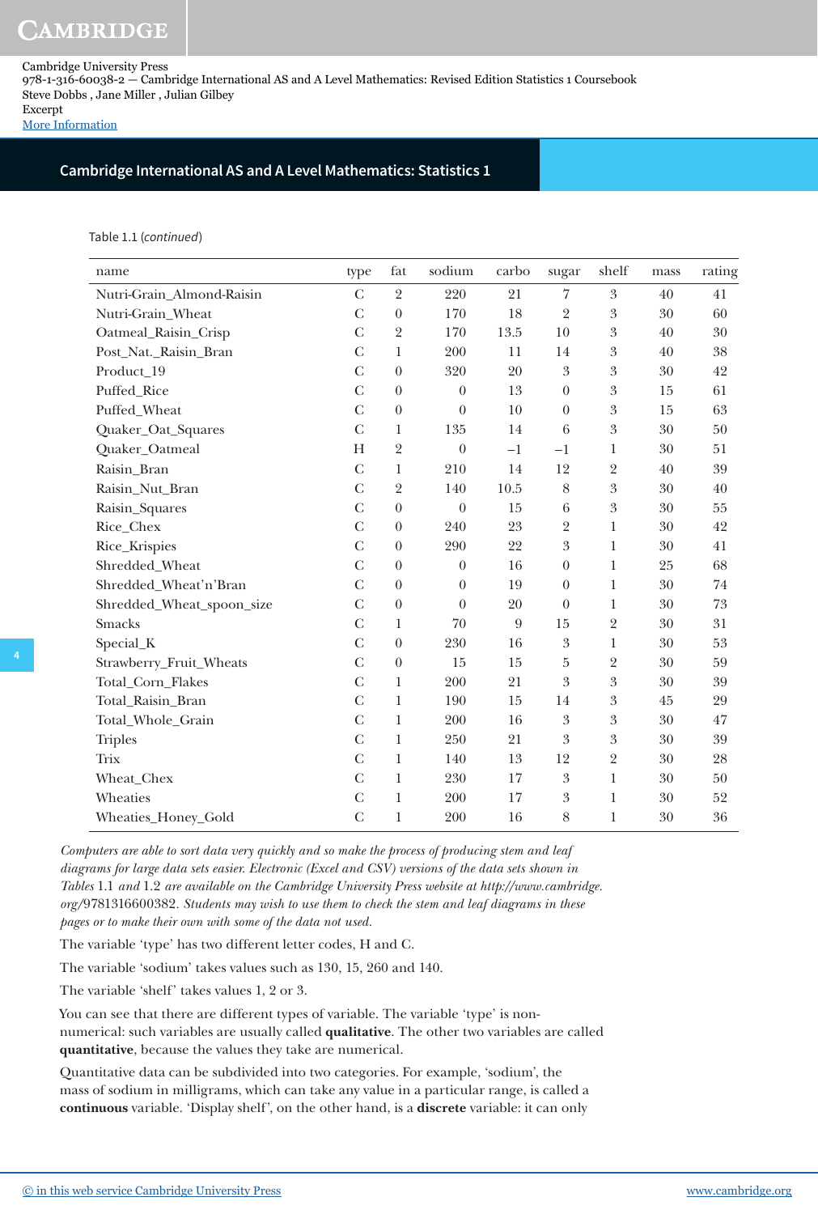Table 1.1 (*continued*)

| name | type | fat | sodium | carbo | sugar | shelf | mass | rating |
|---|---|---|---|---|---|---|---|---|
| Nutri-Grain_Almond-Raisin | C | 2 | 220 | 21 | 7 | 3 | 40 | 41 |
| Nutri-Grain_Wheat | C | 0 | 170 | 18 | 2 | 3 | 30 | 60 |
| Oatmeal_Raisin_Crisp | C | 2 | 170 | 13.5 | 10 | 3 | 40 | 30 |
| Post_Nat._Raisin_Bran | C | 1 | 200 | 11 | 14 | 3 | 40 | 38 |
| Product_19 | C | 0 | 320 | 20 | 3 | 3 | 30 | 42 |
| Puffed_Rice | C | 0 | 0 | 13 | 0 | 3 | 15 | 61 |
| Puffed_Wheat | C | 0 | 0 | 10 | 0 | 3 | 15 | 63 |
| Quaker_Oat_Squares | C | 1 | 135 | 14 | 6 | 3 | 30 | 50 |
| Quaker_Oatmeal | H | 2 | 0 | −1 | −1 | 1 | 30 | 51 |
| Raisin_Bran | C | 1 | 210 | 14 | 12 | 2 | 40 | 39 |
| Raisin_Nut_Bran | C | 2 | 140 | 10.5 | 8 | 3 | 30 | 40 |
| Raisin_Squares | C | 0 | 0 | 15 | 6 | 3 | 30 | 55 |
| Rice_Chex | C | 0 | 240 | 23 | 2 | 1 | 30 | 42 |
| Rice_Krispies | C | 0 | 290 | 22 | 3 | 1 | 30 | 41 |
| Shredded_Wheat | C | 0 | 0 | 16 | 0 | 1 | 25 | 68 |
| Shredded_Wheat'n'Bran | C | 0 | 0 | 19 | 0 | 1 | 30 | 74 |
| Shredded_Wheat_spoon_size | C | 0 | 0 | 20 | 0 | 1 | 30 | 73 |
| Smacks | C | 1 | 70 | 9 | 15 | 2 | 30 | 31 |
| Special_K | C | 0 | 230 | 16 | 3 | 1 | 30 | 53 |
| Strawberry_Fruit_Wheats | C | 0 | 15 | 15 | 5 | 2 | 30 | 59 |
| Total_Corn_Flakes | C | 1 | 200 | 21 | 3 | 3 | 30 | 39 |
| Total_Raisin_Bran | C | 1 | 190 | 15 | 14 | 3 | 45 | 29 |
| Total_Whole_Grain | C | 1 | 200 | 16 | 3 | 3 | 30 | 47 |
| Triples | C | 1 | 250 | 21 | 3 | 3 | 30 | 39 |
| Trix | C | 1 | 140 | 13 | 12 | 2 | 30 | 28 |
| Wheat_Chex | C | 1 | 230 | 17 | 3 | 1 | 30 | 50 |
| Wheaties | C | 1 | 200 | 17 | 3 | 1 | 30 | 52 |
| Wheaties_Honey_Gold | C | 1 | 200 | 16 | 8 | 1 | 30 | 36 |

*Computers are able to sort data very quickly and so make the process of producing stem and leaf diagrams for large data sets easier. Electronic (Excel and CSV) versions of the data sets shown in Tables* 1.1 *and* 1.2 *are available on the Cambridge University Press website at http://www.cambridge.org/9781316600382. Students may wish to use them to check the stem and leaf diagrams in these pages or to make their own with some of the data not used.*

The variable 'type' has two different letter codes, H and C.

The variable 'sodium' takes values such as 130, 15, 260 and 140.

The variable 'shelf' takes values 1, 2 or 3.

You can see that there are different types of variable. The variable 'type' is non-numerical: such variables are usually called **qualitative**. The other two variables are called **quantitative**, because the values they take are numerical.

Quantitative data can be subdivided into two categories. For example, 'sodium', the mass of sodium in milligrams, which can take any value in a particular range, is called a **continuous** variable. 'Display shelf', on the other hand, is a **discrete** variable: it can only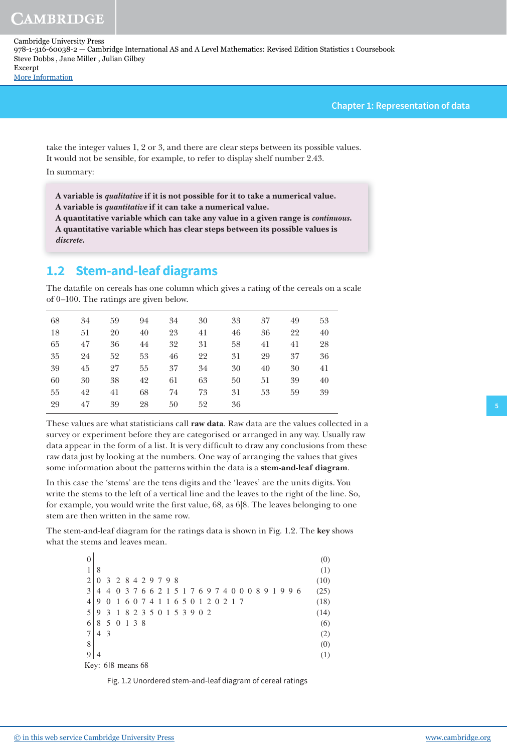take the integer values 1, 2 or 3, and there are clear steps between its possible values. It would not be sensible, for example, to refer to display shelf number 2.43.

In summary:

> **A variable is *qualitative* if it is not possible for it to take a numerical value.**
> **A variable is *quantitative* if it can take a numerical value.**
> **A quantitative variable which can take any value in a given range is *continuous*.**
> **A quantitative variable which has clear steps between its possible values is *discrete*.**

## 1.2 Stem-and-leaf diagrams

The datafile on cereals has one column which gives a rating of the cereals on a scale of 0–100. The ratings are given below.

| | | | | | | | | | |
|---|---|---|---|---|---|---|---|---|---|
| 68 | 34 | 59 | 94 | 34 | 30 | 33 | 37 | 49 | 53 |
| 18 | 51 | 20 | 40 | 23 | 41 | 46 | 36 | 22 | 40 |
| 65 | 47 | 36 | 44 | 32 | 31 | 58 | 41 | 41 | 28 |
| 35 | 24 | 52 | 53 | 46 | 22 | 31 | 29 | 37 | 36 |
| 39 | 45 | 27 | 55 | 37 | 34 | 30 | 40 | 30 | 41 |
| 60 | 30 | 38 | 42 | 61 | 63 | 50 | 51 | 39 | 40 |
| 55 | 42 | 41 | 68 | 74 | 73 | 31 | 53 | 59 | 39 |
| 29 | 47 | 39 | 28 | 50 | 52 | 36 | | | |

These values are what statisticians call **raw data**. Raw data are the values collected in a survey or experiment before they are categorised or arranged in any way. Usually raw data appear in the form of a list. It is very difficult to draw any conclusions from these raw data just by looking at the numbers. One way of arranging the values that gives some information about the patterns within the data is a **stem-and-leaf diagram**.

In this case the 'stems' are the tens digits and the 'leaves' are the units digits. You write the stems to the left of a vertical line and the leaves to the right of the line. So, for example, you would write the first value, 68, as 6|8. The leaves belonging to one stem are then written in the same row.

The stem-and-leaf diagram for the ratings data is shown in Fig. 1.2. The **key** shows what the stems and leaves mean.

```
0 |                                                     (0)
1 | 8                                                   (1)
2 | 0 3 2 8 4 2 9 7 9 8                                 (10)
3 | 4 4 0 3 7 6 6 2 1 5 1 7 6 9 7 4 0 0 0 8 9 1 9 9 6   (25)
4 | 9 0 1 6 0 7 4 1 1 6 5 0 1 2 0 2 1 7                 (18)
5 | 9 3 1 8 2 3 5 0 1 5 3 9 0 2                         (14)
6 | 8 5 0 1 3 8                                         (6)
7 | 4 3                                                 (2)
8 |                                                     (0)
9 | 4                                                   (1)
Key: 6|8 means 68
```

Fig. 1.2 Unordered stem-and-leaf diagram of cereal ratings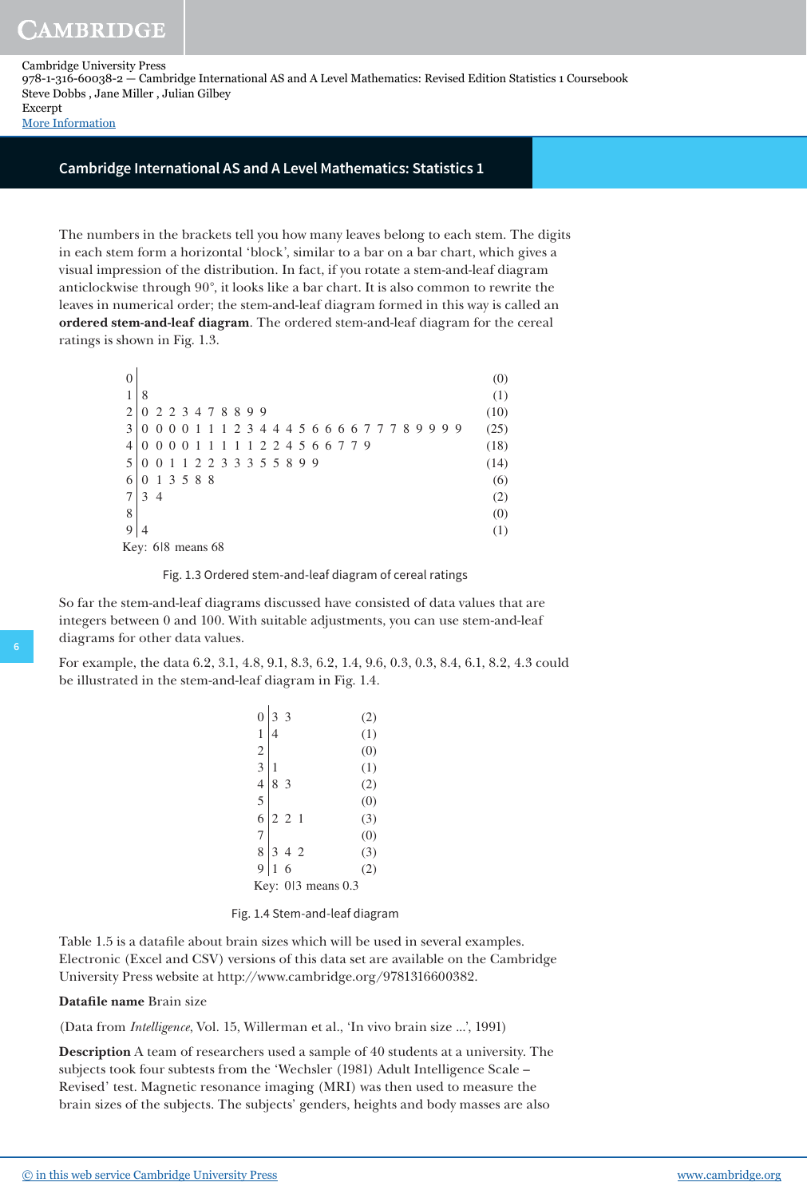The numbers in the brackets tell you how many leaves belong to each stem. The digits in each stem form a horizontal 'block', similar to a bar on a bar chart, which gives a visual impression of the distribution. In fact, if you rotate a stem-and-leaf diagram anticlockwise through 90°, it looks like a bar chart. It is also common to rewrite the leaves in numerical order; the stem-and-leaf diagram formed in this way is called an **ordered stem-and-leaf diagram**. The ordered stem-and-leaf diagram for the cereal ratings is shown in Fig. 1.3.

```
0 |                                                     (0)
1 | 8                                                   (1)
2 | 0 2 2 3 4 7 8 8 9 9                                 (10)
3 | 0 0 0 0 1 1 1 2 3 4 4 4 5 6 6 6 6 7 7 7 8 9 9 9 9   (25)
4 | 0 0 0 0 1 1 1 1 1 2 2 4 5 6 6 7 7 9                 (18)
5 | 0 0 1 1 2 2 3 3 3 5 5 8 9 9                         (14)
6 | 0 1 3 5 8 8                                         (6)
7 | 3 4                                                 (2)
8 |                                                     (0)
9 | 4                                                   (1)
Key: 6|8 means 68
```

Fig. 1.3 Ordered stem-and-leaf diagram of cereal ratings

So far the stem-and-leaf diagrams discussed have consisted of data values that are integers between 0 and 100. With suitable adjustments, you can use stem-and-leaf diagrams for other data values.

For example, the data 6.2, 3.1, 4.8, 9.1, 8.3, 6.2, 1.4, 9.6, 0.3, 0.3, 8.4, 6.1, 8.2, 4.3 could be illustrated in the stem-and-leaf diagram in Fig. 1.4.

```
0 | 3 3      (2)
1 | 4        (1)
2 |          (0)
3 | 1        (1)
4 | 8 3      (2)
5 |          (0)
6 | 2 2 1    (3)
7 |          (0)
8 | 3 4 2    (3)
9 | 1 6      (2)
Key: 0|3 means 0.3
```

Fig. 1.4 Stem-and-leaf diagram

Table 1.5 is a datafile about brain sizes which will be used in several examples. Electronic (Excel and CSV) versions of this data set are available on the Cambridge University Press website at http://www.cambridge.org/9781316600382.

**Datafile name** Brain size

(Data from *Intelligence*, Vol. 15, Willerman et al., 'In vivo brain size ...', 1991)

**Description** A team of researchers used a sample of 40 students at a university. The subjects took four subtests from the 'Wechsler (1981) Adult Intelligence Scale – Revised' test. Magnetic resonance imaging (MRI) was then used to measure the brain sizes of the subjects. The subjects' genders, heights and body masses are also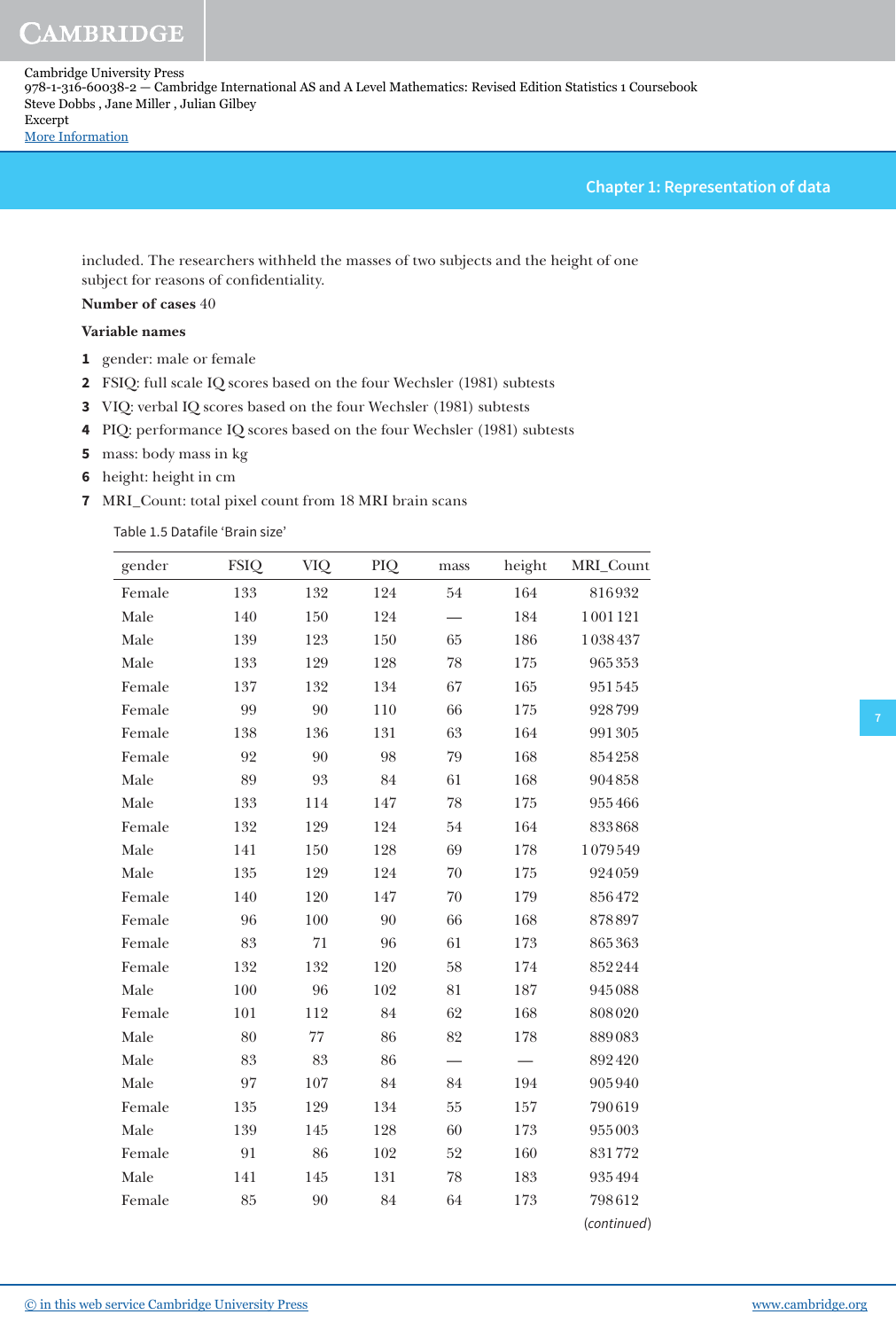included. The researchers withheld the masses of two subjects and the height of one subject for reasons of confidentiality.

**Number of cases** 40

**Variable names**

1. gender: male or female
2. FSIQ: full scale IQ scores based on the four Wechsler (1981) subtests
3. VIQ: verbal IQ scores based on the four Wechsler (1981) subtests
4. PIQ: performance IQ scores based on the four Wechsler (1981) subtests
5. mass: body mass in kg
6. height: height in cm
7. MRI_Count: total pixel count from 18 MRI brain scans

Table 1.5 Datafile 'Brain size'

| gender | FSIQ | VIQ | PIQ | mass | height | MRI_Count |
|---|---|---|---|---|---|---|
| Female | 133 | 132 | 124 | 54 | 164 | 816932 |
| Male | 140 | 150 | 124 | — | 184 | 1001121 |
| Male | 139 | 123 | 150 | 65 | 186 | 1038437 |
| Male | 133 | 129 | 128 | 78 | 175 | 965353 |
| Female | 137 | 132 | 134 | 67 | 165 | 951545 |
| Female | 99 | 90 | 110 | 66 | 175 | 928799 |
| Female | 138 | 136 | 131 | 63 | 164 | 991305 |
| Female | 92 | 90 | 98 | 79 | 168 | 854258 |
| Male | 89 | 93 | 84 | 61 | 168 | 904858 |
| Male | 133 | 114 | 147 | 78 | 175 | 955466 |
| Female | 132 | 129 | 124 | 54 | 164 | 833868 |
| Male | 141 | 150 | 128 | 69 | 178 | 1079549 |
| Male | 135 | 129 | 124 | 70 | 175 | 924059 |
| Female | 140 | 120 | 147 | 70 | 179 | 856472 |
| Female | 96 | 100 | 90 | 66 | 168 | 878897 |
| Female | 83 | 71 | 96 | 61 | 173 | 865363 |
| Female | 132 | 132 | 120 | 58 | 174 | 852244 |
| Male | 100 | 96 | 102 | 81 | 187 | 945088 |
| Female | 101 | 112 | 84 | 62 | 168 | 808020 |
| Male | 80 | 77 | 86 | 82 | 178 | 889083 |
| Male | 83 | 83 | 86 | — | — | 892420 |
| Male | 97 | 107 | 84 | 84 | 194 | 905940 |
| Female | 135 | 129 | 134 | 55 | 157 | 790619 |
| Male | 139 | 145 | 128 | 60 | 173 | 955003 |
| Female | 91 | 86 | 102 | 52 | 160 | 831772 |
| Male | 141 | 145 | 131 | 78 | 183 | 935494 |
| Female | 85 | 90 | 84 | 64 | 173 | 798612 |

*(continued)*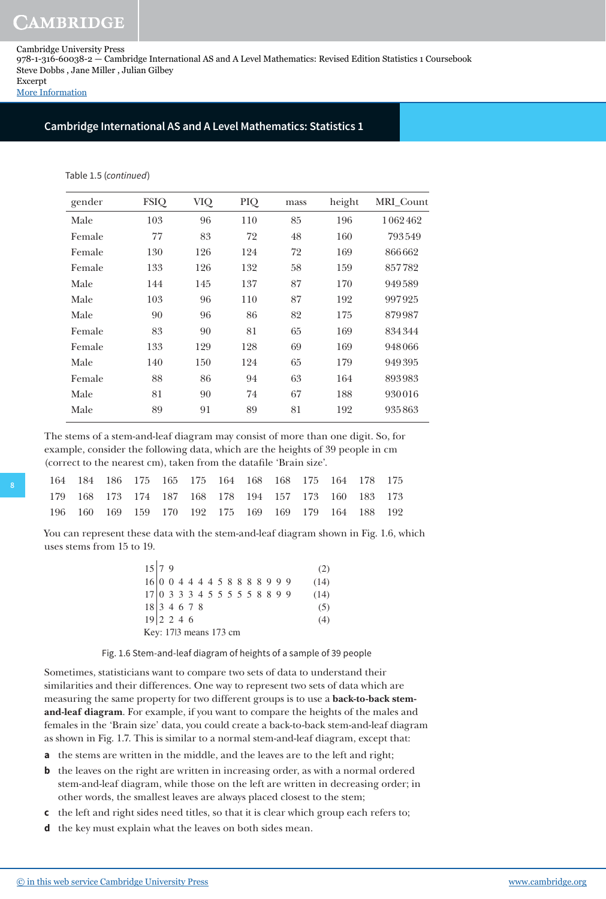Cambridge University Press
978-1-316-60038-2 — Cambridge International AS and A Level Mathematics: Revised Edition Statistics 1 Coursebook
Steve Dobbs , Jane Miller , Julian Gilbey
Excerpt
More Information

Table 1.5 (*continued*)

| gender | FSIQ | VIQ | PIQ | mass | height | MRI_Count |
|---|---|---|---|---|---|---|
| Male | 103 | 96 | 110 | 85 | 196 | 1 062 462 |
| Female | 77 | 83 | 72 | 48 | 160 | 793 549 |
| Female | 130 | 126 | 124 | 72 | 169 | 866 662 |
| Female | 133 | 126 | 132 | 58 | 159 | 857 782 |
| Male | 144 | 145 | 137 | 87 | 170 | 949 589 |
| Male | 103 | 96 | 110 | 87 | 192 | 997 925 |
| Male | 90 | 96 | 86 | 82 | 175 | 879 987 |
| Female | 83 | 90 | 81 | 65 | 169 | 834 344 |
| Female | 133 | 129 | 128 | 69 | 169 | 948 066 |
| Male | 140 | 150 | 124 | 65 | 179 | 949 395 |
| Female | 88 | 86 | 94 | 63 | 164 | 893 983 |
| Male | 81 | 90 | 74 | 67 | 188 | 930 016 |
| Male | 89 | 91 | 89 | 81 | 192 | 935 863 |

The stems of a stem-and-leaf diagram may consist of more than one digit. So, for example, consider the following data, which are the heights of 39 people in cm (correct to the nearest cm), taken from the datafile 'Brain size'.

```
164  184  186  175  165  175  164  168  168  175  164  178  175
179  168  173  174  187  168  178  194  157  173  160  183  173
196  160  169  159  170  192  175  169  169  179  164  188  192
```

You can represent these data with the stem-and-leaf diagram shown in Fig. 1.6, which uses stems from 15 to 19.

```
15 | 7 9                              (2)
16 | 0 0 4 4 4 4 5 8 8 8 8 9 9 9     (14)
17 | 0 3 3 3 4 5 5 5 5 5 8 8 9 9     (14)
18 | 3 4 6 7 8                        (5)
19 | 2 2 4 6                          (4)
Key: 17|3 means 173 cm
```

Fig. 1.6 Stem-and-leaf diagram of heights of a sample of 39 people

Sometimes, statisticians want to compare two sets of data to understand their similarities and their differences. One way to represent two sets of data which are measuring the same property for two different groups is to use a **back-to-back stem-and-leaf diagram**. For example, if you want to compare the heights of the males and females in the 'Brain size' data, you could create a back-to-back stem-and-leaf diagram as shown in Fig. 1.7. This is similar to a normal stem-and-leaf diagram, except that:

- **a** the stems are written in the middle, and the leaves are to the left and right;
- **b** the leaves on the right are written in increasing order, as with a normal ordered stem-and-leaf diagram, while those on the left are written in decreasing order; in other words, the smallest leaves are always placed closest to the stem;
- **c** the left and right sides need titles, so that it is clear which group each refers to;
- **d** the key must explain what the leaves on both sides mean.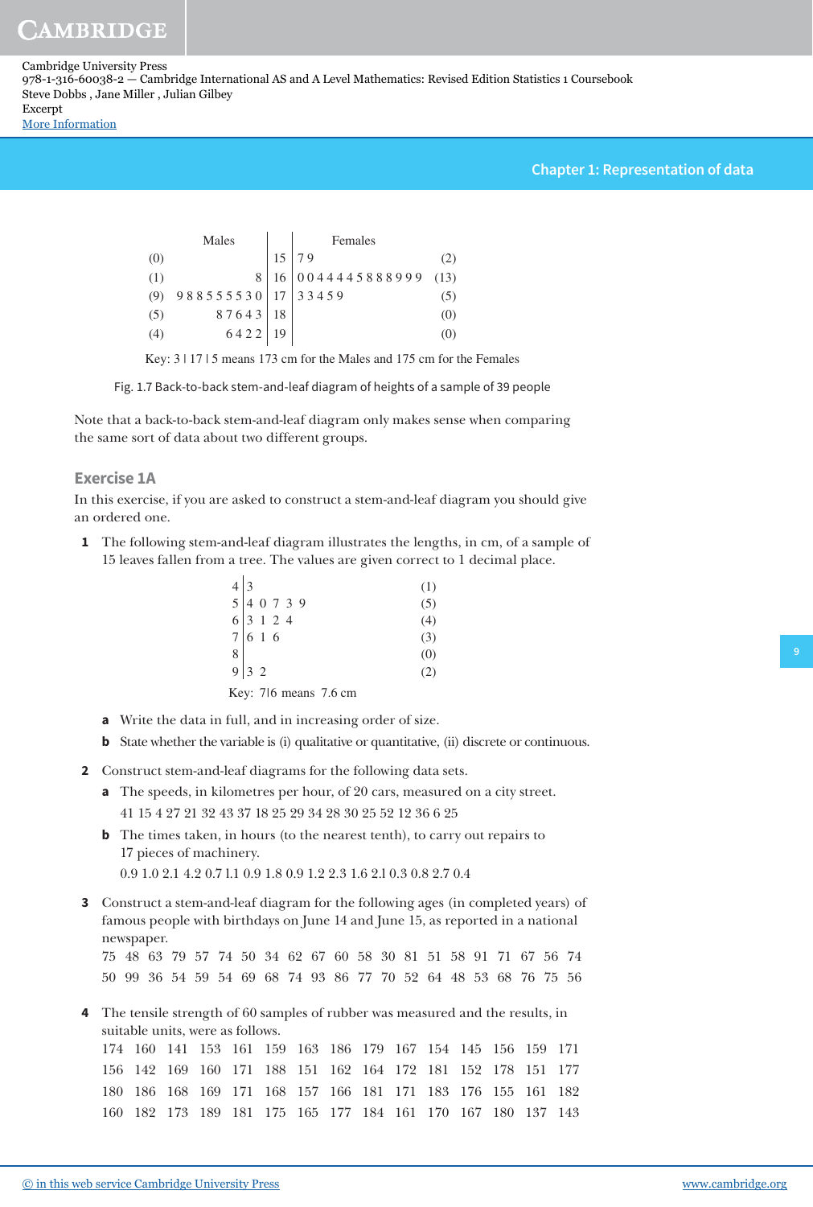| | Males | | Females | |
|---|---|---|---|---|
| (0) | | 15 | 7 9 | (2) |
| (1) | 8 | 16 | 0 0 4 4 4 4 5 8 8 8 9 9 9 | (13) |
| (9) | 9 8 8 5 5 5 5 3 0 | 17 | 3 3 4 5 9 | (5) |
| (5) | 8 7 6 4 3 | 18 | | (0) |
| (4) | 6 4 2 2 | 19 | | (0) |

Key: 3 | 17 | 5 means 173 cm for the Males and 175 cm for the Females

Fig. 1.7 Back-to-back stem-and-leaf diagram of heights of a sample of 39 people

Note that a back-to-back stem-and-leaf diagram only makes sense when comparing the same sort of data about two different groups.

## Exercise 1A

In this exercise, if you are asked to construct a stem-and-leaf diagram you should give an ordered one.

**1** The following stem-and-leaf diagram illustrates the lengths, in cm, of a sample of 15 leaves fallen from a tree. The values are given correct to 1 decimal place.

| Stem | Leaves | |
|---|---|---|
| 4 | 3 | (1) |
| 5 | 4 0 7 3 9 | (5) |
| 6 | 3 1 2 4 | (4) |
| 7 | 6 1 6 | (3) |
| 8 | | (0) |
| 9 | 3 2 | (2) |

Key: 7|6 means 7.6 cm

**a** Write the data in full, and in increasing order of size.

**b** State whether the variable is (i) qualitative or quantitative, (ii) discrete or continuous.

**2** Construct stem-and-leaf diagrams for the following data sets.

**a** The speeds, in kilometres per hour, of 20 cars, measured on a city street.

41 15 4 27 21 32 43 37 18 25 29 34 28 30 25 52 12 36 6 25

**b** The times taken, in hours (to the nearest tenth), to carry out repairs to 17 pieces of machinery.

0.9 1.0 2.1 4.2 0.7 1.1 0.9 1.8 0.9 1.2 2.3 1.6 2.1 0.3 0.8 2.7 0.4

**3** Construct a stem-and-leaf diagram for the following ages (in completed years) of famous people with birthdays on June 14 and June 15, as reported in a national newspaper.

75 48 63 79 57 74 50 34 62 67 60 58 30 81 51 58 91 71 67 56 74
50 99 36 54 59 54 69 68 74 93 86 77 70 52 64 48 53 68 76 75 56

**4** The tensile strength of 60 samples of rubber was measured and the results, in suitable units, were as follows.

174 160 141 153 161 159 163 186 179 167 154 145 156 159 171
156 142 169 160 171 188 151 162 164 172 181 152 178 151 177
180 186 168 169 171 168 157 166 181 171 183 176 155 161 182
160 182 173 189 181 175 165 177 184 161 170 167 180 137 143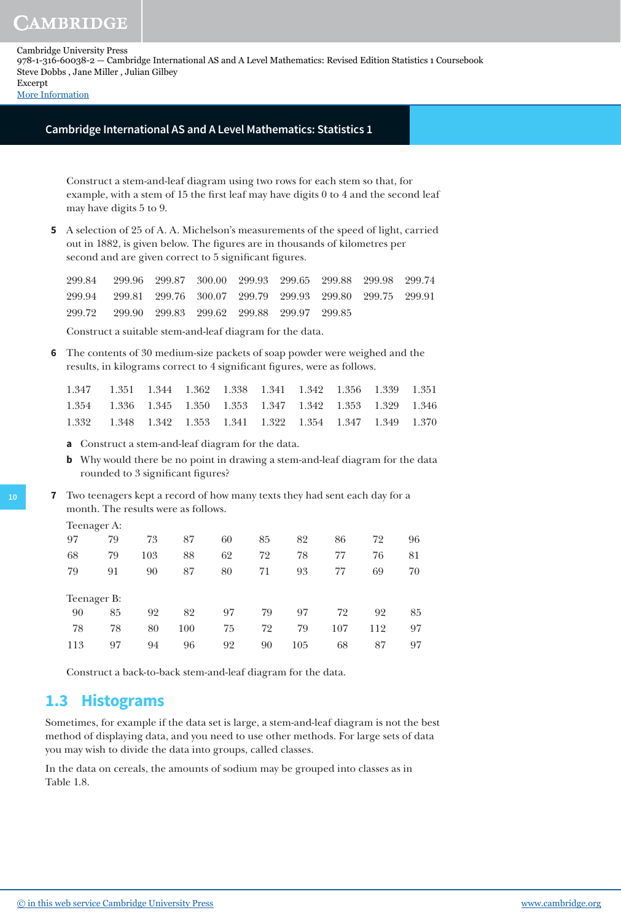Construct a stem-and-leaf diagram using two rows for each stem so that, for example, with a stem of 15 the first leaf may have digits 0 to 4 and the second leaf may have digits 5 to 9.

**5** A selection of 25 of A. A. Michelson's measurements of the speed of light, carried out in 1882, is given below. The figures are in thousands of kilometres per second and are given correct to 5 significant figures.

| | | | | | | | | |
|---|---|---|---|---|---|---|---|---|
| 299.84 | 299.96 | 299.87 | 300.00 | 299.93 | 299.65 | 299.88 | 299.98 | 299.74 |
| 299.94 | 299.81 | 299.76 | 300.07 | 299.79 | 299.93 | 299.80 | 299.75 | 299.91 |
| 299.72 | 299.90 | 299.83 | 299.62 | 299.88 | 299.97 | 299.85 | | |

Construct a suitable stem-and-leaf diagram for the data.

**6** The contents of 30 medium-size packets of soap powder were weighed and the results, in kilograms correct to 4 significant figures, were as follows.

| | | | | | | | | | |
|---|---|---|---|---|---|---|---|---|---|
| 1.347 | 1.351 | 1.344 | 1.362 | 1.338 | 1.341 | 1.342 | 1.356 | 1.339 | 1.351 |
| 1.354 | 1.336 | 1.345 | 1.350 | 1.353 | 1.347 | 1.342 | 1.353 | 1.329 | 1.346 |
| 1.332 | 1.348 | 1.342 | 1.353 | 1.341 | 1.322 | 1.354 | 1.347 | 1.349 | 1.370 |

**a** Construct a stem-and-leaf diagram for the data.

**b** Why would there be no point in drawing a stem-and-leaf diagram for the data rounded to 3 significant figures?

**7** Two teenagers kept a record of how many texts they had sent each day for a month. The results were as follows.

Teenager A:

| | | | | | | | | | |
|---|---|---|---|---|---|---|---|---|---|
| 97 | 79 | 73 | 87 | 60 | 85 | 82 | 86 | 72 | 96 |
| 68 | 79 | 103 | 88 | 62 | 72 | 78 | 77 | 76 | 81 |
| 79 | 91 | 90 | 87 | 80 | 71 | 93 | 77 | 69 | 70 |

Teenager B:

| | | | | | | | | | |
|---|---|---|---|---|---|---|---|---|---|
| 90 | 85 | 92 | 82 | 97 | 79 | 97 | 72 | 92 | 85 |
| 78 | 78 | 80 | 100 | 75 | 72 | 79 | 107 | 112 | 97 |
| 113 | 97 | 94 | 96 | 92 | 90 | 105 | 68 | 87 | 97 |

Construct a back-to-back stem-and-leaf diagram for the data.

## 1.3 Histograms

Sometimes, for example if the data set is large, a stem-and-leaf diagram is not the best method of displaying data, and you need to use other methods. For large sets of data you may wish to divide the data into groups, called classes.

In the data on cereals, the amounts of sodium may be grouped into classes as in Table 1.8.